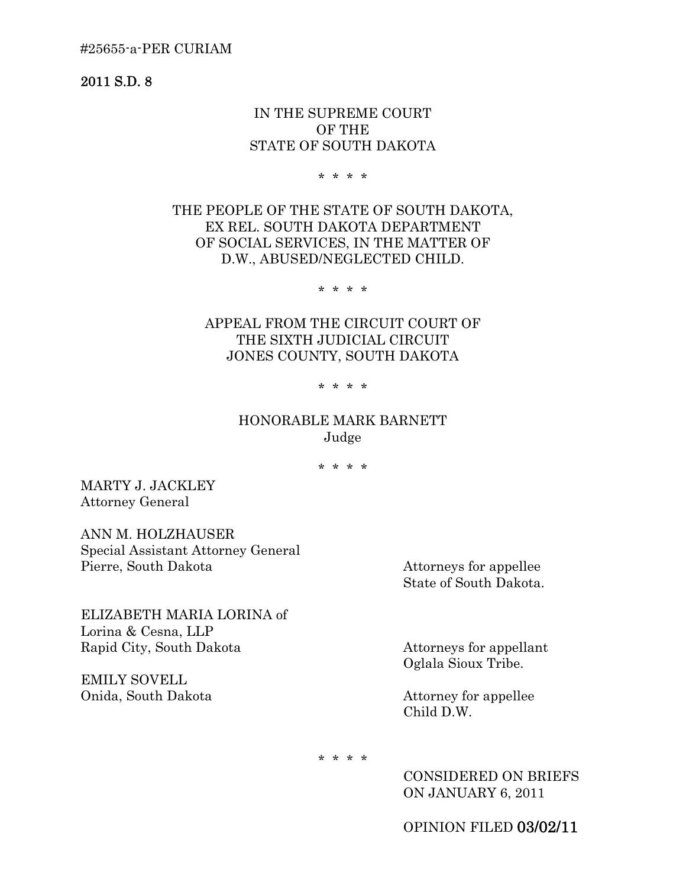#25655-a-PER CURIAM

**2011 S.D. 8**

IN THE SUPREME COURT
OF THE
STATE OF SOUTH DAKOTA

\* \* \* \*

THE PEOPLE OF THE STATE OF SOUTH DAKOTA,
EX REL. SOUTH DAKOTA DEPARTMENT
OF SOCIAL SERVICES, IN THE MATTER OF
D.W., ABUSED/NEGLECTED CHILD.

\* \* \* \*

APPEAL FROM THE CIRCUIT COURT OF
THE SIXTH JUDICIAL CIRCUIT
JONES COUNTY, SOUTH DAKOTA

\* \* \* \*

HONORABLE MARK BARNETT
Judge

\* \* \* \*

MARTY J. JACKLEY
Attorney General

ANN M. HOLZHAUSER
Special Assistant Attorney General
Pierre, South Dakota

Attorneys for appellee
State of South Dakota.

ELIZABETH MARIA LORINA of
Lorina & Cesna, LLP
Rapid City, South Dakota

Attorneys for appellant
Oglala Sioux Tribe.

EMILY SOVELL
Onida, South Dakota

Attorney for appellee
Child D.W.

\* \* \* \*

CONSIDERED ON BRIEFS
ON JANUARY 6, 2011

OPINION FILED **03/02/11**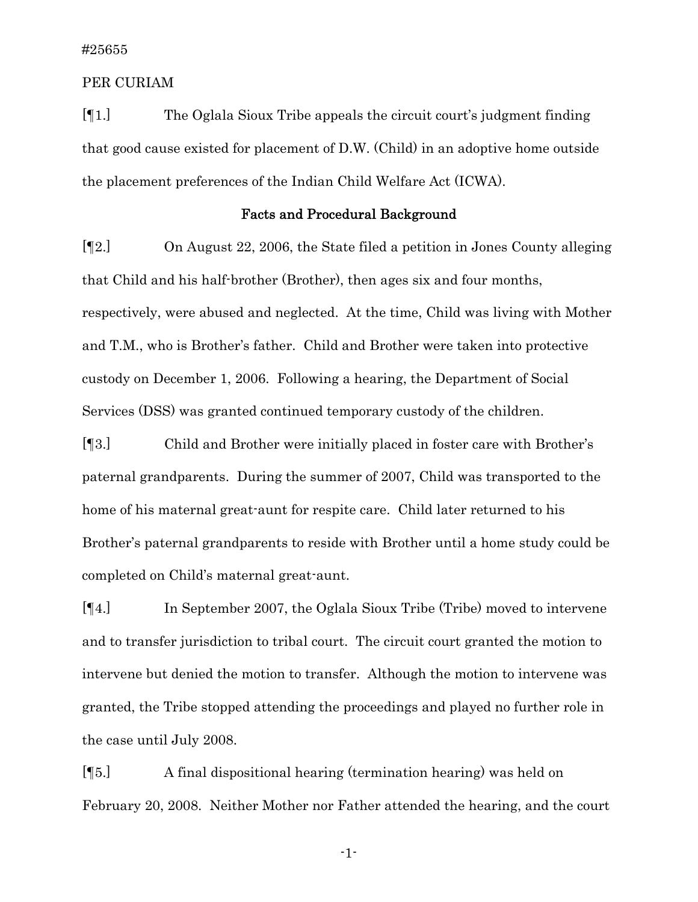#25655

PER CURIAM

[¶1.] The Oglala Sioux Tribe appeals the circuit court's judgment finding that good cause existed for placement of D.W. (Child) in an adoptive home outside the placement preferences of the Indian Child Welfare Act (ICWA).

## Facts and Procedural Background

[¶2.] On August 22, 2006, the State filed a petition in Jones County alleging that Child and his half-brother (Brother), then ages six and four months, respectively, were abused and neglected. At the time, Child was living with Mother and T.M., who is Brother's father. Child and Brother were taken into protective custody on December 1, 2006. Following a hearing, the Department of Social Services (DSS) was granted continued temporary custody of the children.

[¶3.] Child and Brother were initially placed in foster care with Brother's paternal grandparents. During the summer of 2007, Child was transported to the home of his maternal great-aunt for respite care. Child later returned to his Brother's paternal grandparents to reside with Brother until a home study could be completed on Child's maternal great-aunt.

[¶4.] In September 2007, the Oglala Sioux Tribe (Tribe) moved to intervene and to transfer jurisdiction to tribal court. The circuit court granted the motion to intervene but denied the motion to transfer. Although the motion to intervene was granted, the Tribe stopped attending the proceedings and played no further role in the case until July 2008.

[¶5.] A final dispositional hearing (termination hearing) was held on February 20, 2008. Neither Mother nor Father attended the hearing, and the court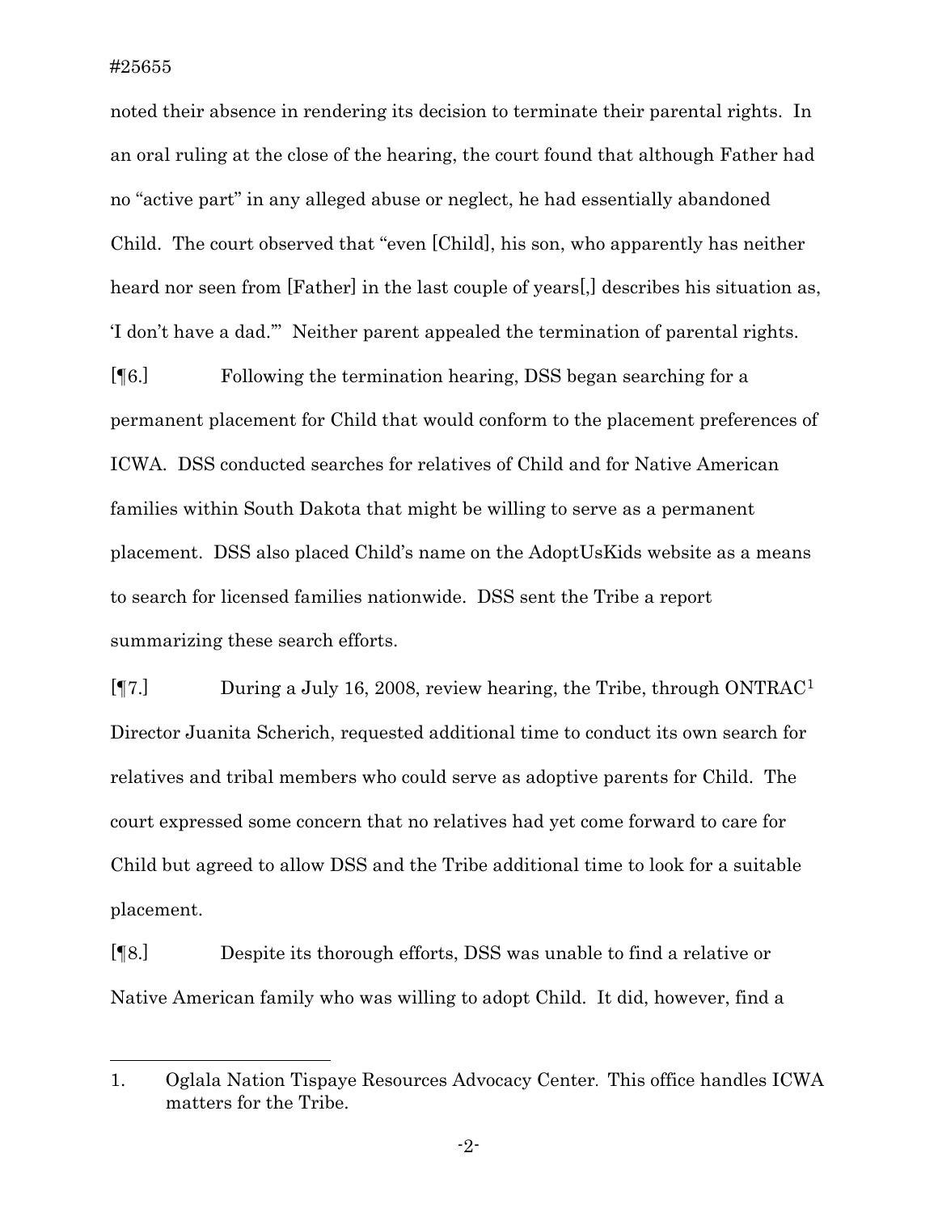noted their absence in rendering its decision to terminate their parental rights. In an oral ruling at the close of the hearing, the court found that although Father had no "active part" in any alleged abuse or neglect, he had essentially abandoned Child. The court observed that "even [Child], his son, who apparently has neither heard nor seen from [Father] in the last couple of years[,] describes his situation as, 'I don't have a dad.'" Neither parent appealed the termination of parental rights.

[¶6.] Following the termination hearing, DSS began searching for a permanent placement for Child that would conform to the placement preferences of ICWA. DSS conducted searches for relatives of Child and for Native American families within South Dakota that might be willing to serve as a permanent placement. DSS also placed Child's name on the AdoptUsKids website as a means to search for licensed families nationwide. DSS sent the Tribe a report summarizing these search efforts.

[¶7.] During a July 16, 2008, review hearing, the Tribe, through ONTRAC[1] Director Juanita Scherich, requested additional time to conduct its own search for relatives and tribal members who could serve as adoptive parents for Child. The court expressed some concern that no relatives had yet come forward to care for Child but agreed to allow DSS and the Tribe additional time to look for a suitable placement.

[¶8.] Despite its thorough efforts, DSS was unable to find a relative or Native American family who was willing to adopt Child. It did, however, find a

---

1. Oglala Nation Tispaye Resources Advocacy Center. This office handles ICWA matters for the Tribe.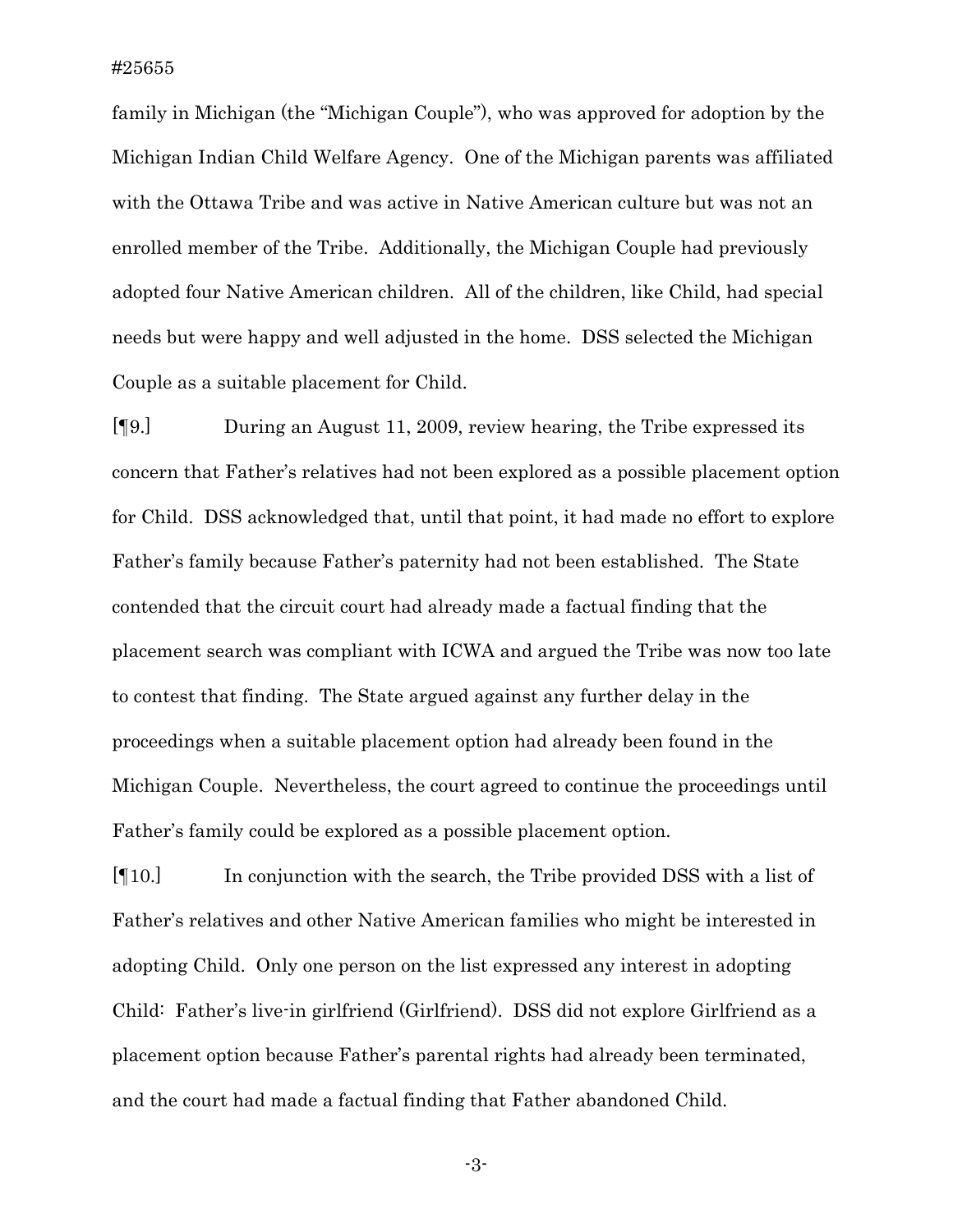family in Michigan (the "Michigan Couple"), who was approved for adoption by the Michigan Indian Child Welfare Agency. One of the Michigan parents was affiliated with the Ottawa Tribe and was active in Native American culture but was not an enrolled member of the Tribe. Additionally, the Michigan Couple had previously adopted four Native American children. All of the children, like Child, had special needs but were happy and well adjusted in the home. DSS selected the Michigan Couple as a suitable placement for Child.

[¶9.] During an August 11, 2009, review hearing, the Tribe expressed its concern that Father's relatives had not been explored as a possible placement option for Child. DSS acknowledged that, until that point, it had made no effort to explore Father's family because Father's paternity had not been established. The State contended that the circuit court had already made a factual finding that the placement search was compliant with ICWA and argued the Tribe was now too late to contest that finding. The State argued against any further delay in the proceedings when a suitable placement option had already been found in the Michigan Couple. Nevertheless, the court agreed to continue the proceedings until Father's family could be explored as a possible placement option.

[¶10.] In conjunction with the search, the Tribe provided DSS with a list of Father's relatives and other Native American families who might be interested in adopting Child. Only one person on the list expressed any interest in adopting Child: Father's live-in girlfriend (Girlfriend). DSS did not explore Girlfriend as a placement option because Father's parental rights had already been terminated, and the court had made a factual finding that Father abandoned Child.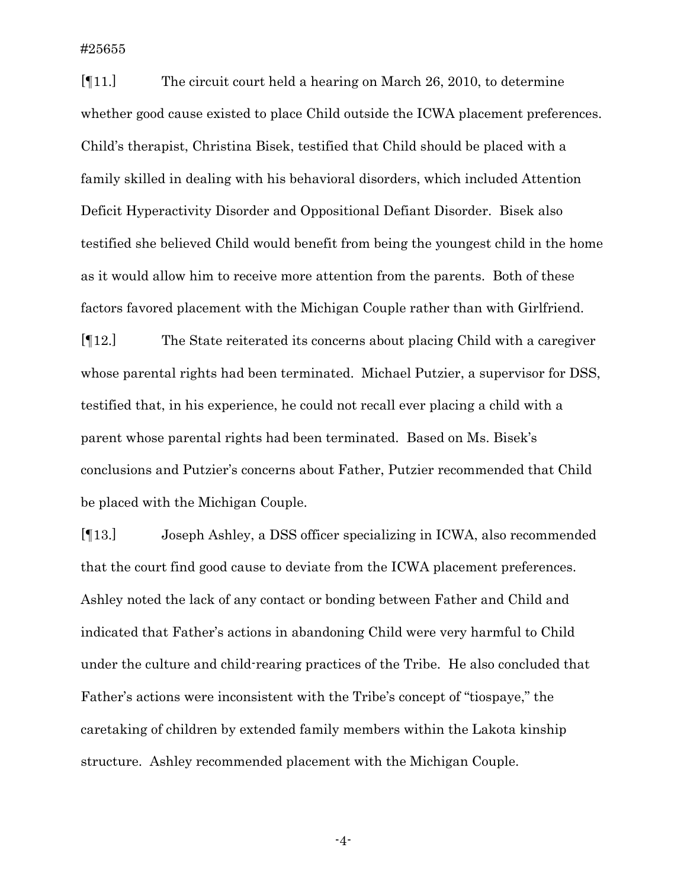[¶11.] The circuit court held a hearing on March 26, 2010, to determine whether good cause existed to place Child outside the ICWA placement preferences. Child's therapist, Christina Bisek, testified that Child should be placed with a family skilled in dealing with his behavioral disorders, which included Attention Deficit Hyperactivity Disorder and Oppositional Defiant Disorder. Bisek also testified she believed Child would benefit from being the youngest child in the home as it would allow him to receive more attention from the parents. Both of these factors favored placement with the Michigan Couple rather than with Girlfriend.

[¶12.] The State reiterated its concerns about placing Child with a caregiver whose parental rights had been terminated. Michael Putzier, a supervisor for DSS, testified that, in his experience, he could not recall ever placing a child with a parent whose parental rights had been terminated. Based on Ms. Bisek's conclusions and Putzier's concerns about Father, Putzier recommended that Child be placed with the Michigan Couple.

[¶13.] Joseph Ashley, a DSS officer specializing in ICWA, also recommended that the court find good cause to deviate from the ICWA placement preferences. Ashley noted the lack of any contact or bonding between Father and Child and indicated that Father's actions in abandoning Child were very harmful to Child under the culture and child-rearing practices of the Tribe. He also concluded that Father's actions were inconsistent with the Tribe's concept of "tiospaye," the caretaking of children by extended family members within the Lakota kinship structure. Ashley recommended placement with the Michigan Couple.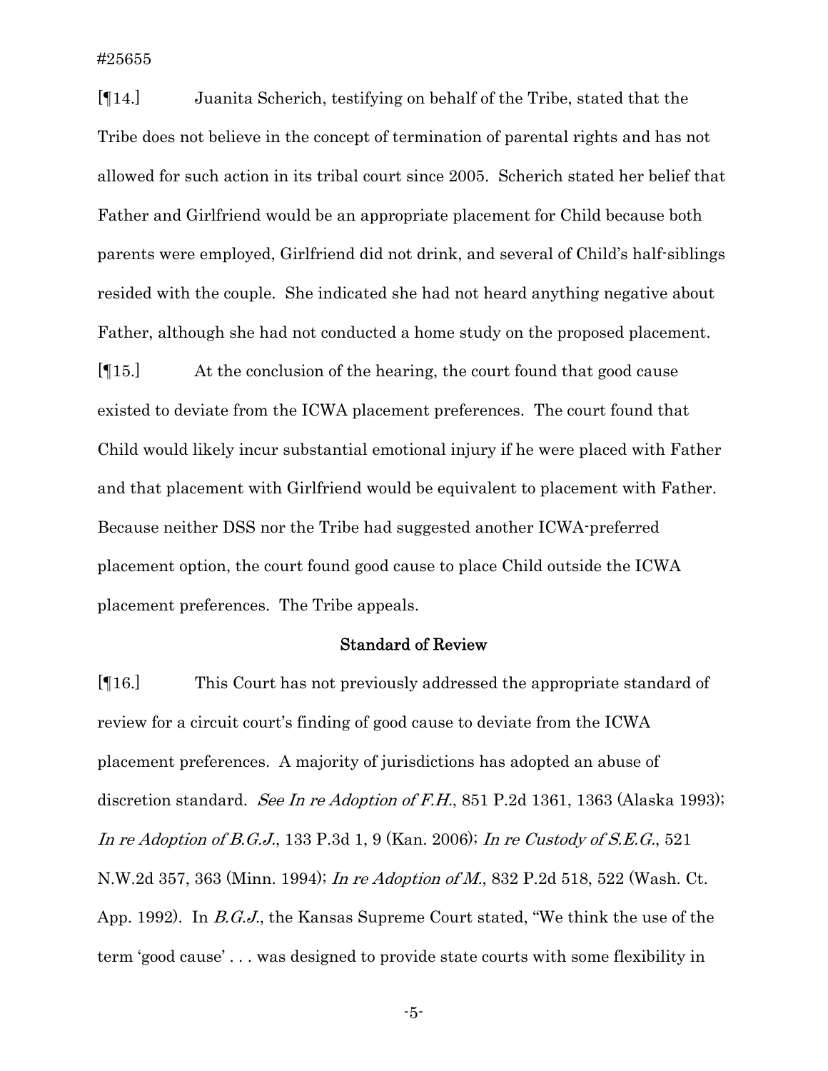[¶14.] Juanita Scherich, testifying on behalf of the Tribe, stated that the Tribe does not believe in the concept of termination of parental rights and has not allowed for such action in its tribal court since 2005. Scherich stated her belief that Father and Girlfriend would be an appropriate placement for Child because both parents were employed, Girlfriend did not drink, and several of Child's half-siblings resided with the couple. She indicated she had not heard anything negative about Father, although she had not conducted a home study on the proposed placement.

[¶15.] At the conclusion of the hearing, the court found that good cause existed to deviate from the ICWA placement preferences. The court found that Child would likely incur substantial emotional injury if he were placed with Father and that placement with Girlfriend would be equivalent to placement with Father. Because neither DSS nor the Tribe had suggested another ICWA-preferred placement option, the court found good cause to place Child outside the ICWA placement preferences. The Tribe appeals.

### Standard of Review

[¶16.] This Court has not previously addressed the appropriate standard of review for a circuit court's finding of good cause to deviate from the ICWA placement preferences. A majority of jurisdictions has adopted an abuse of discretion standard. *See In re Adoption of F.H.*, 851 P.2d 1361, 1363 (Alaska 1993); *In re Adoption of B.G.J.*, 133 P.3d 1, 9 (Kan. 2006); *In re Custody of S.E.G.*, 521 N.W.2d 357, 363 (Minn. 1994); *In re Adoption of M.*, 832 P.2d 518, 522 (Wash. Ct. App. 1992). In *B.G.J.*, the Kansas Supreme Court stated, "We think the use of the term 'good cause' . . . was designed to provide state courts with some flexibility in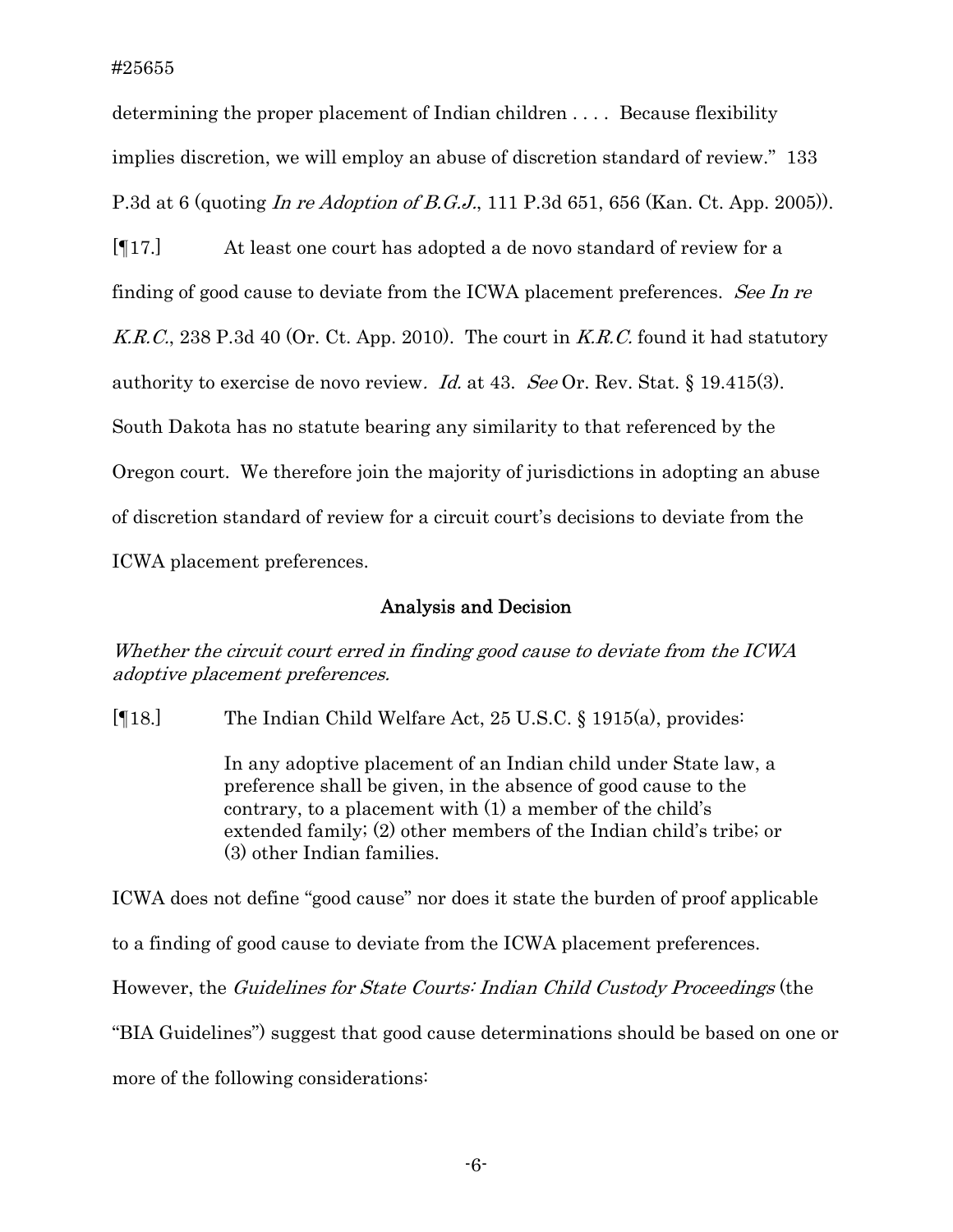determining the proper placement of Indian children . . . . Because flexibility implies discretion, we will employ an abuse of discretion standard of review." 133 P.3d at 6 (quoting *In re Adoption of B.G.J.*, 111 P.3d 651, 656 (Kan. Ct. App. 2005)).

[¶17.] At least one court has adopted a de novo standard of review for a finding of good cause to deviate from the ICWA placement preferences. *See In re K.R.C.*, 238 P.3d 40 (Or. Ct. App. 2010). The court in *K.R.C.* found it had statutory authority to exercise de novo review. *Id.* at 43. *See* Or. Rev. Stat. § 19.415(3). South Dakota has no statute bearing any similarity to that referenced by the Oregon court. We therefore join the majority of jurisdictions in adopting an abuse of discretion standard of review for a circuit court's decisions to deviate from the ICWA placement preferences.

## Analysis and Decision

*Whether the circuit court erred in finding good cause to deviate from the ICWA adoptive placement preferences.*

[¶18.] The Indian Child Welfare Act, 25 U.S.C. § 1915(a), provides:

> In any adoptive placement of an Indian child under State law, a preference shall be given, in the absence of good cause to the contrary, to a placement with (1) a member of the child's extended family; (2) other members of the Indian child's tribe; or (3) other Indian families.

ICWA does not define "good cause" nor does it state the burden of proof applicable to a finding of good cause to deviate from the ICWA placement preferences. However, the *Guidelines for State Courts: Indian Child Custody Proceedings* (the "BIA Guidelines") suggest that good cause determinations should be based on one or more of the following considerations: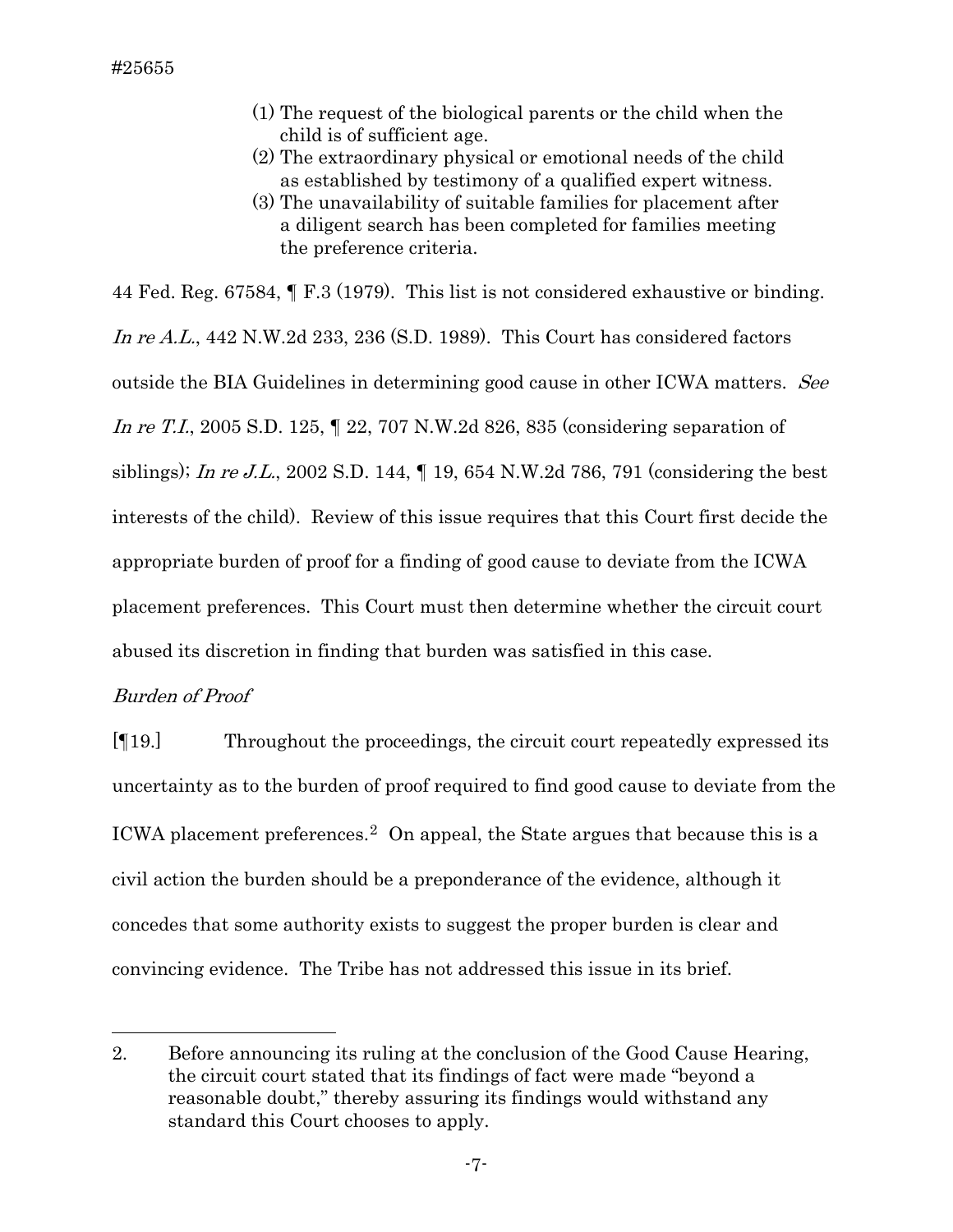(1) The request of the biological parents or the child when the child is of sufficient age.
(2) The extraordinary physical or emotional needs of the child as established by testimony of a qualified expert witness.
(3) The unavailability of suitable families for placement after a diligent search has been completed for families meeting the preference criteria.

44 Fed. Reg. 67584, ¶ F.3 (1979). This list is not considered exhaustive or binding. *In re A.L.*, 442 N.W.2d 233, 236 (S.D. 1989). This Court has considered factors outside the BIA Guidelines in determining good cause in other ICWA matters. *See In re T.I.*, 2005 S.D. 125, ¶ 22, 707 N.W.2d 826, 835 (considering separation of siblings); *In re J.L.*, 2002 S.D. 144, ¶ 19, 654 N.W.2d 786, 791 (considering the best interests of the child). Review of this issue requires that this Court first decide the appropriate burden of proof for a finding of good cause to deviate from the ICWA placement preferences. This Court must then determine whether the circuit court abused its discretion in finding that burden was satisfied in this case.

*Burden of Proof*

[¶19.] Throughout the proceedings, the circuit court repeatedly expressed its uncertainty as to the burden of proof required to find good cause to deviate from the ICWA placement preferences.[2] On appeal, the State argues that because this is a civil action the burden should be a preponderance of the evidence, although it concedes that some authority exists to suggest the proper burden is clear and convincing evidence. The Tribe has not addressed this issue in its brief.

---

2. Before announcing its ruling at the conclusion of the Good Cause Hearing, the circuit court stated that its findings of fact were made "beyond a reasonable doubt," thereby assuring its findings would withstand any standard this Court chooses to apply.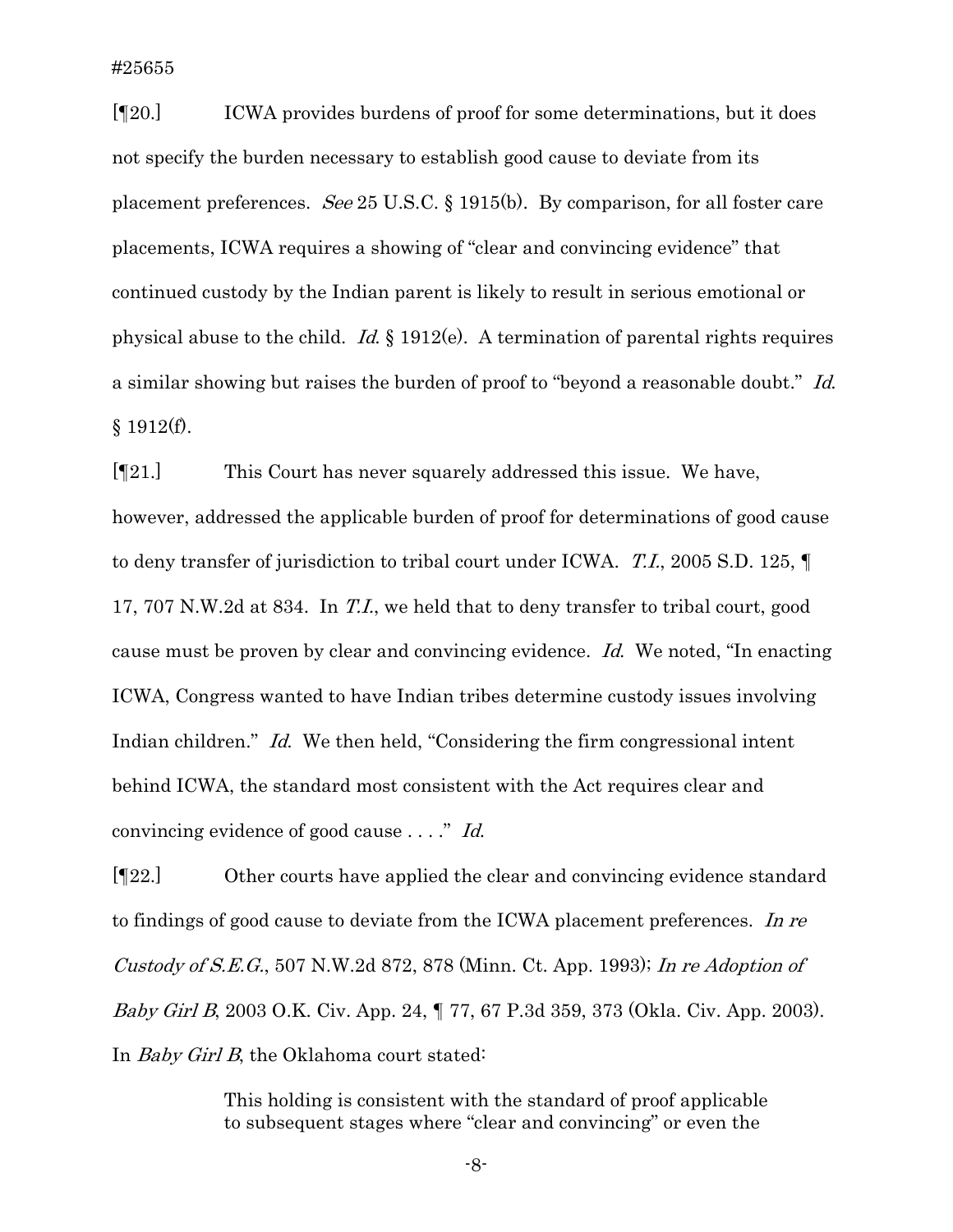[¶20.] ICWA provides burdens of proof for some determinations, but it does not specify the burden necessary to establish good cause to deviate from its placement preferences. *See* 25 U.S.C. § 1915(b). By comparison, for all foster care placements, ICWA requires a showing of "clear and convincing evidence" that continued custody by the Indian parent is likely to result in serious emotional or physical abuse to the child. *Id.* § 1912(e). A termination of parental rights requires a similar showing but raises the burden of proof to "beyond a reasonable doubt." *Id.* § 1912(f).

[¶21.] This Court has never squarely addressed this issue. We have, however, addressed the applicable burden of proof for determinations of good cause to deny transfer of jurisdiction to tribal court under ICWA. *T.I.*, 2005 S.D. 125, ¶ 17, 707 N.W.2d at 834. In *T.I.*, we held that to deny transfer to tribal court, good cause must be proven by clear and convincing evidence. *Id.* We noted, "In enacting ICWA, Congress wanted to have Indian tribes determine custody issues involving Indian children." *Id.* We then held, "Considering the firm congressional intent behind ICWA, the standard most consistent with the Act requires clear and convincing evidence of good cause . . . ." *Id.*

[¶22.] Other courts have applied the clear and convincing evidence standard to findings of good cause to deviate from the ICWA placement preferences. *In re Custody of S.E.G.*, 507 N.W.2d 872, 878 (Minn. Ct. App. 1993); *In re Adoption of Baby Girl B*, 2003 O.K. Civ. App. 24, ¶ 77, 67 P.3d 359, 373 (Okla. Civ. App. 2003). In *Baby Girl B*, the Oklahoma court stated:

> This holding is consistent with the standard of proof applicable to subsequent stages where "clear and convincing" or even the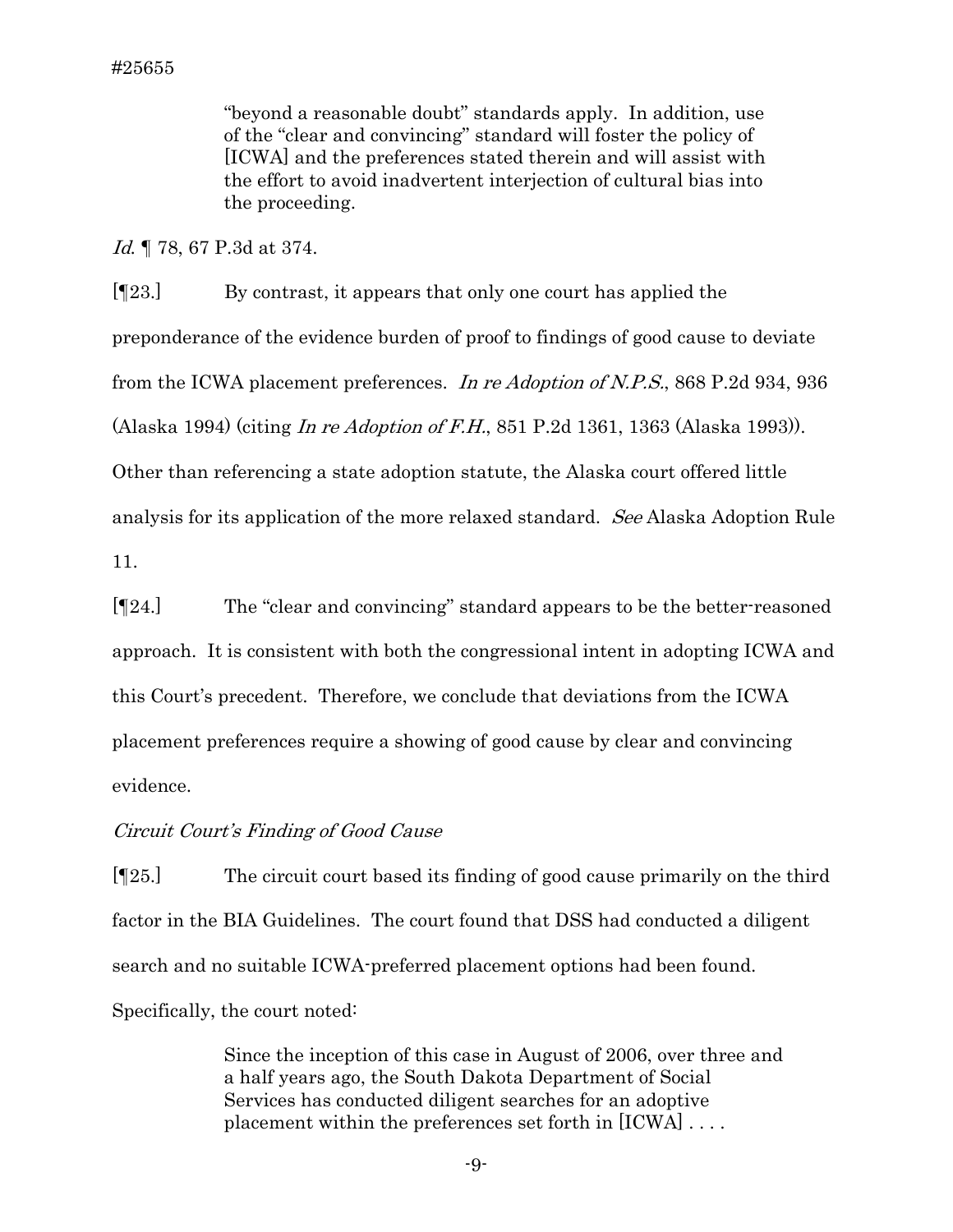"beyond a reasonable doubt" standards apply. In addition, use of the "clear and convincing" standard will foster the policy of [ICWA] and the preferences stated therein and will assist with the effort to avoid inadvertent interjection of cultural bias into the proceeding.

*Id.* ¶ 78, 67 P.3d at 374.

[¶23.] By contrast, it appears that only one court has applied the preponderance of the evidence burden of proof to findings of good cause to deviate from the ICWA placement preferences. *In re Adoption of N.P.S.*, 868 P.2d 934, 936 (Alaska 1994) (citing *In re Adoption of F.H.*, 851 P.2d 1361, 1363 (Alaska 1993)). Other than referencing a state adoption statute, the Alaska court offered little analysis for its application of the more relaxed standard. *See* Alaska Adoption Rule 11.

[¶24.] The "clear and convincing" standard appears to be the better-reasoned approach. It is consistent with both the congressional intent in adopting ICWA and this Court's precedent. Therefore, we conclude that deviations from the ICWA placement preferences require a showing of good cause by clear and convincing evidence.

*Circuit Court's Finding of Good Cause*

[¶25.] The circuit court based its finding of good cause primarily on the third factor in the BIA Guidelines. The court found that DSS had conducted a diligent search and no suitable ICWA-preferred placement options had been found. Specifically, the court noted:

> Since the inception of this case in August of 2006, over three and a half years ago, the South Dakota Department of Social Services has conducted diligent searches for an adoptive placement within the preferences set forth in [ICWA] . . . .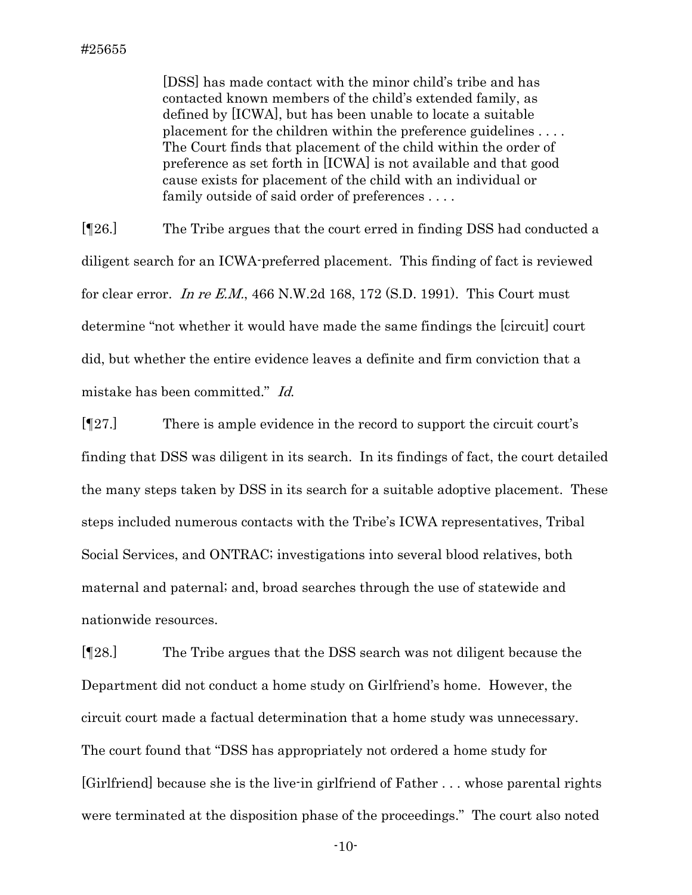> [DSS] has made contact with the minor child's tribe and has contacted known members of the child's extended family, as defined by [ICWA], but has been unable to locate a suitable placement for the children within the preference guidelines . . . . The Court finds that placement of the child within the order of preference as set forth in [ICWA] is not available and that good cause exists for placement of the child with an individual or family outside of said order of preferences . . . .

[¶26.] The Tribe argues that the court erred in finding DSS had conducted a diligent search for an ICWA-preferred placement. This finding of fact is reviewed for clear error. *In re E.M.*, 466 N.W.2d 168, 172 (S.D. 1991). This Court must determine "not whether it would have made the same findings the [circuit] court did, but whether the entire evidence leaves a definite and firm conviction that a mistake has been committed." *Id.*

[¶27.] There is ample evidence in the record to support the circuit court's finding that DSS was diligent in its search. In its findings of fact, the court detailed the many steps taken by DSS in its search for a suitable adoptive placement. These steps included numerous contacts with the Tribe's ICWA representatives, Tribal Social Services, and ONTRAC; investigations into several blood relatives, both maternal and paternal; and, broad searches through the use of statewide and nationwide resources.

[¶28.] The Tribe argues that the DSS search was not diligent because the Department did not conduct a home study on Girlfriend's home. However, the circuit court made a factual determination that a home study was unnecessary. The court found that "DSS has appropriately not ordered a home study for [Girlfriend] because she is the live-in girlfriend of Father . . . whose parental rights were terminated at the disposition phase of the proceedings." The court also noted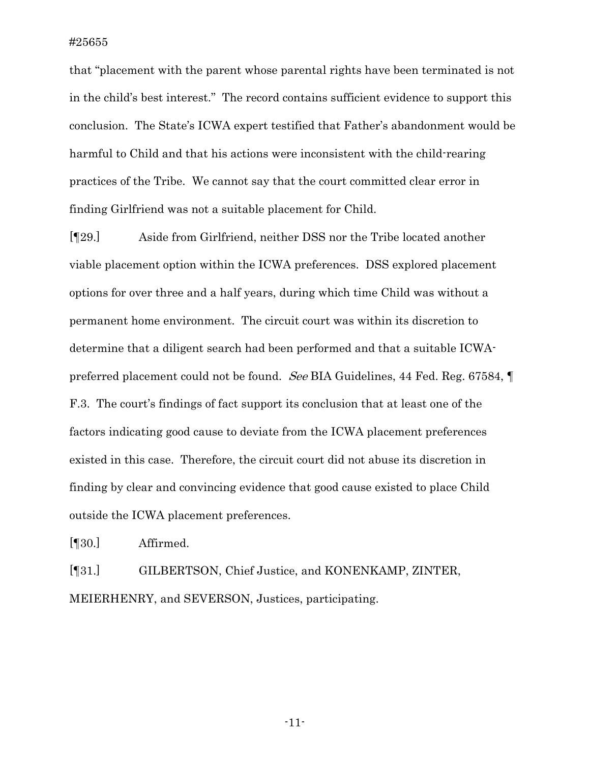that "placement with the parent whose parental rights have been terminated is not in the child's best interest." The record contains sufficient evidence to support this conclusion. The State's ICWA expert testified that Father's abandonment would be harmful to Child and that his actions were inconsistent with the child-rearing practices of the Tribe. We cannot say that the court committed clear error in finding Girlfriend was not a suitable placement for Child.

[¶29.] Aside from Girlfriend, neither DSS nor the Tribe located another viable placement option within the ICWA preferences. DSS explored placement options for over three and a half years, during which time Child was without a permanent home environment. The circuit court was within its discretion to determine that a diligent search had been performed and that a suitable ICWA-preferred placement could not be found. *See* BIA Guidelines, 44 Fed. Reg. 67584, ¶ F.3. The court's findings of fact support its conclusion that at least one of the factors indicating good cause to deviate from the ICWA placement preferences existed in this case. Therefore, the circuit court did not abuse its discretion in finding by clear and convincing evidence that good cause existed to place Child outside the ICWA placement preferences.

[¶30.] Affirmed.

[¶31.] GILBERTSON, Chief Justice, and KONENKAMP, ZINTER, MEIERHENRY, and SEVERSON, Justices, participating.